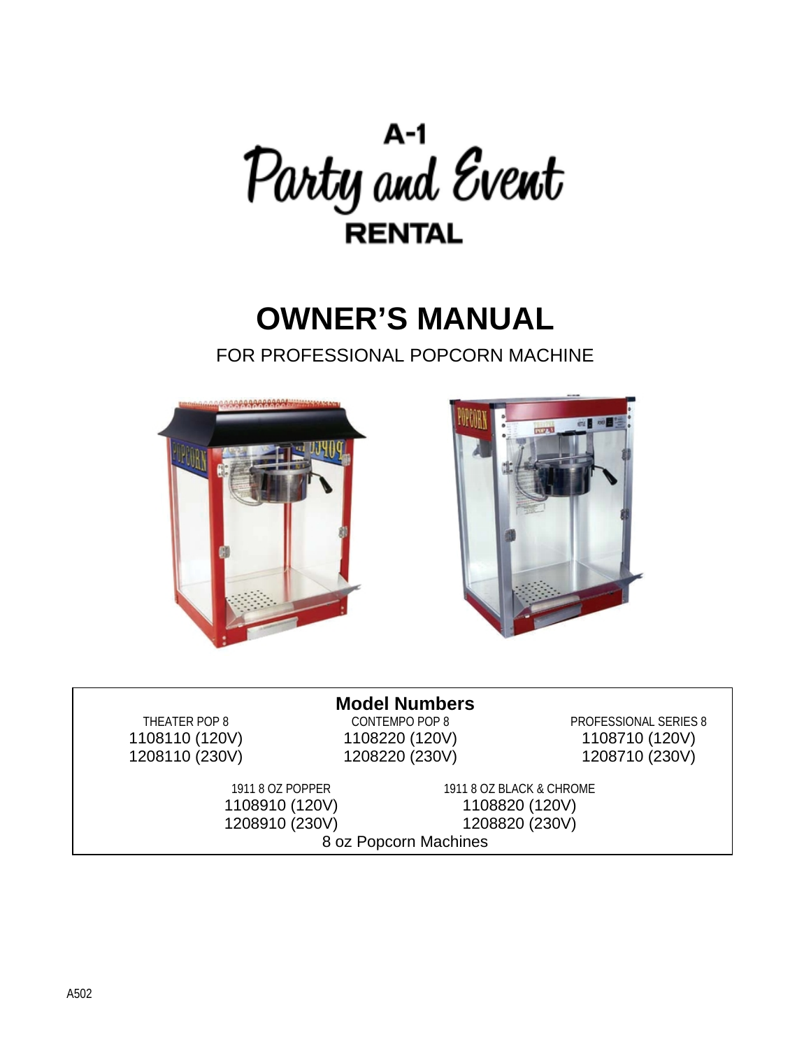A-1
Party and Event
RENTAL

# OWNER'S MANUAL

FOR PROFESSIONAL POPCORN MACHINE

**Model Numbers**

| THEATER POP 8 | CONTEMPO POP 8 | PROFESSIONAL SERIES 8 |
|---|---|---|
| 1108110 (120V) | 1108220 (120V) | 1108710 (120V) |
| 1208110 (230V) | 1208220 (230V) | 1208710 (230V) |

| 1911 8 OZ POPPER | 1911 8 OZ BLACK & CHROME |
|---|---|
| 1108910 (120V) | 1108820 (120V) |
| 1208910 (230V) | 1208820 (230V) |

8 oz Popcorn Machines

A502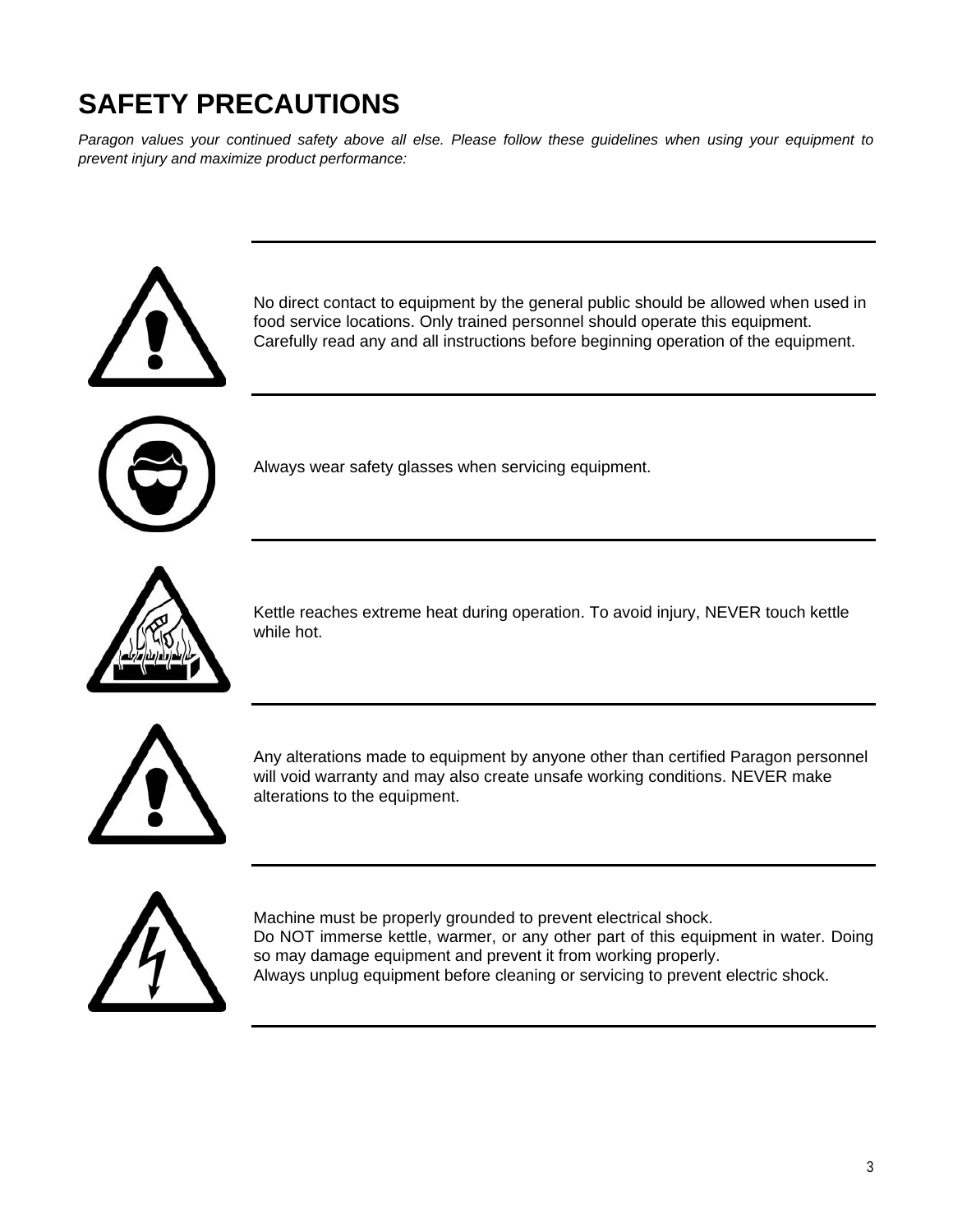# SAFETY PRECAUTIONS

*Paragon values your continued safety above all else. Please follow these guidelines when using your equipment to prevent injury and maximize product performance:*

---

No direct contact to equipment by the general public should be allowed when used in food service locations. Only trained personnel should operate this equipment. Carefully read any and all instructions before beginning operation of the equipment.

---

Always wear safety glasses when servicing equipment.

---

Kettle reaches extreme heat during operation. To avoid injury, NEVER touch kettle while hot.

---

Any alterations made to equipment by anyone other than certified Paragon personnel will void warranty and may also create unsafe working conditions. NEVER make alterations to the equipment.

---

Machine must be properly grounded to prevent electrical shock.
Do NOT immerse kettle, warmer, or any other part of this equipment in water. Doing so may damage equipment and prevent it from working properly.
Always unplug equipment before cleaning or servicing to prevent electric shock.

---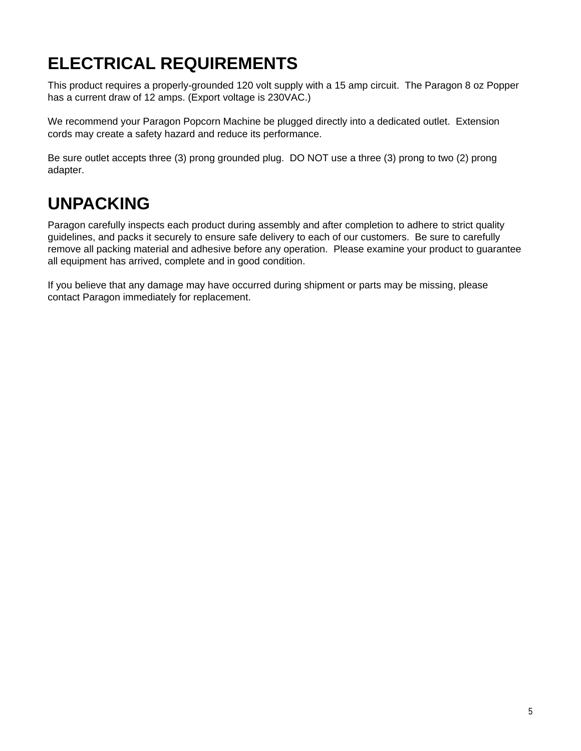# ELECTRICAL REQUIREMENTS

This product requires a properly-grounded 120 volt supply with a 15 amp circuit.  The Paragon 8 oz Popper has a current draw of 12 amps. (Export voltage is 230VAC.)

We recommend your Paragon Popcorn Machine be plugged directly into a dedicated outlet.  Extension cords may create a safety hazard and reduce its performance.

Be sure outlet accepts three (3) prong grounded plug.  DO NOT use a three (3) prong to two (2) prong adapter.

# UNPACKING

Paragon carefully inspects each product during assembly and after completion to adhere to strict quality guidelines, and packs it securely to ensure safe delivery to each of our customers.  Be sure to carefully remove all packing material and adhesive before any operation.  Please examine your product to guarantee all equipment has arrived, complete and in good condition.

If you believe that any damage may have occurred during shipment or parts may be missing, please contact Paragon immediately for replacement.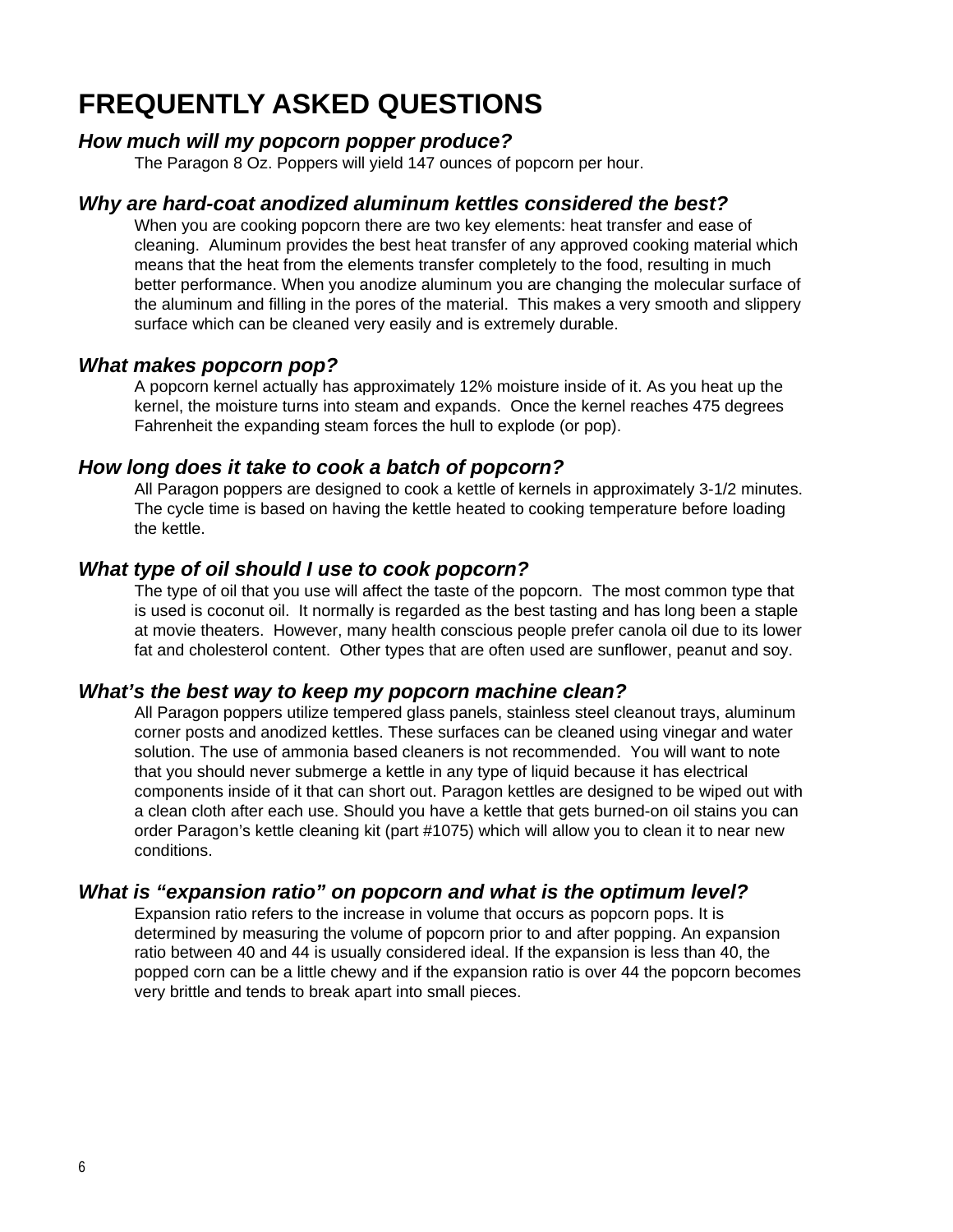# FREQUENTLY ASKED QUESTIONS

### *How much will my popcorn popper produce?*

The Paragon 8 Oz. Poppers will yield 147 ounces of popcorn per hour.

### *Why are hard-coat anodized aluminum kettles considered the best?*

When you are cooking popcorn there are two key elements: heat transfer and ease of cleaning. Aluminum provides the best heat transfer of any approved cooking material which means that the heat from the elements transfer completely to the food, resulting in much better performance. When you anodize aluminum you are changing the molecular surface of the aluminum and filling in the pores of the material. This makes a very smooth and slippery surface which can be cleaned very easily and is extremely durable.

### *What makes popcorn pop?*

A popcorn kernel actually has approximately 12% moisture inside of it. As you heat up the kernel, the moisture turns into steam and expands. Once the kernel reaches 475 degrees Fahrenheit the expanding steam forces the hull to explode (or pop).

### *How long does it take to cook a batch of popcorn?*

All Paragon poppers are designed to cook a kettle of kernels in approximately 3-1/2 minutes. The cycle time is based on having the kettle heated to cooking temperature before loading the kettle.

### *What type of oil should I use to cook popcorn?*

The type of oil that you use will affect the taste of the popcorn. The most common type that is used is coconut oil. It normally is regarded as the best tasting and has long been a staple at movie theaters. However, many health conscious people prefer canola oil due to its lower fat and cholesterol content. Other types that are often used are sunflower, peanut and soy.

### *What's the best way to keep my popcorn machine clean?*

All Paragon poppers utilize tempered glass panels, stainless steel cleanout trays, aluminum corner posts and anodized kettles. These surfaces can be cleaned using vinegar and water solution. The use of ammonia based cleaners is not recommended. You will want to note that you should never submerge a kettle in any type of liquid because it has electrical components inside of it that can short out. Paragon kettles are designed to be wiped out with a clean cloth after each use. Should you have a kettle that gets burned-on oil stains you can order Paragon's kettle cleaning kit (part #1075) which will allow you to clean it to near new conditions.

### *What is "expansion ratio" on popcorn and what is the optimum level?*

Expansion ratio refers to the increase in volume that occurs as popcorn pops. It is determined by measuring the volume of popcorn prior to and after popping. An expansion ratio between 40 and 44 is usually considered ideal. If the expansion is less than 40, the popped corn can be a little chewy and if the expansion ratio is over 44 the popcorn becomes very brittle and tends to break apart into small pieces.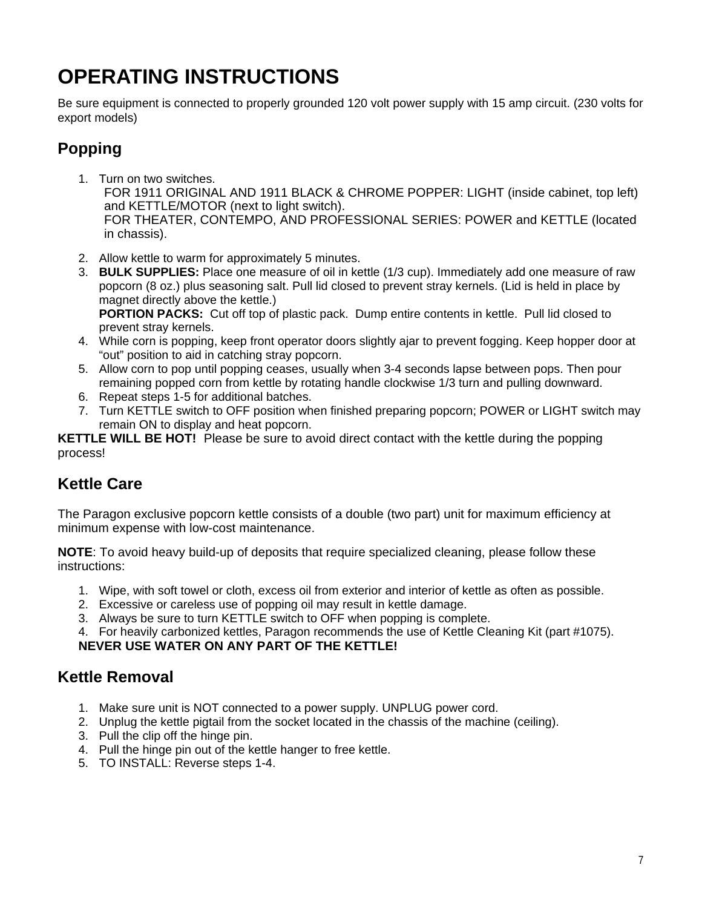# OPERATING INSTRUCTIONS

Be sure equipment is connected to properly grounded 120 volt power supply with 15 amp circuit. (230 volts for export models)

## Popping

1. Turn on two switches.
   FOR 1911 ORIGINAL AND 1911 BLACK & CHROME POPPER: LIGHT (inside cabinet, top left) and KETTLE/MOTOR (next to light switch).
   FOR THEATER, CONTEMPO, AND PROFESSIONAL SERIES: POWER and KETTLE (located in chassis).
2. Allow kettle to warm for approximately 5 minutes.
3. **BULK SUPPLIES:** Place one measure of oil in kettle (1/3 cup). Immediately add one measure of raw popcorn (8 oz.) plus seasoning salt. Pull lid closed to prevent stray kernels. (Lid is held in place by magnet directly above the kettle.)
   **PORTION PACKS:** Cut off top of plastic pack. Dump entire contents in kettle. Pull lid closed to prevent stray kernels.
4. While corn is popping, keep front operator doors slightly ajar to prevent fogging. Keep hopper door at "out" position to aid in catching stray popcorn.
5. Allow corn to pop until popping ceases, usually when 3-4 seconds lapse between pops. Then pour remaining popped corn from kettle by rotating handle clockwise 1/3 turn and pulling downward.
6. Repeat steps 1-5 for additional batches.
7. Turn KETTLE switch to OFF position when finished preparing popcorn; POWER or LIGHT switch may remain ON to display and heat popcorn.

**KETTLE WILL BE HOT!** Please be sure to avoid direct contact with the kettle during the popping process!

## Kettle Care

The Paragon exclusive popcorn kettle consists of a double (two part) unit for maximum efficiency at minimum expense with low-cost maintenance.

**NOTE**: To avoid heavy build-up of deposits that require specialized cleaning, please follow these instructions:

1. Wipe, with soft towel or cloth, excess oil from exterior and interior of kettle as often as possible.
2. Excessive or careless use of popping oil may result in kettle damage.
3. Always be sure to turn KETTLE switch to OFF when popping is complete.
4. For heavily carbonized kettles, Paragon recommends the use of Kettle Cleaning Kit (part #1075).

**NEVER USE WATER ON ANY PART OF THE KETTLE!**

## Kettle Removal

1. Make sure unit is NOT connected to a power supply. UNPLUG power cord.
2. Unplug the kettle pigtail from the socket located in the chassis of the machine (ceiling).
3. Pull the clip off the hinge pin.
4. Pull the hinge pin out of the kettle hanger to free kettle.
5. TO INSTALL: Reverse steps 1-4.